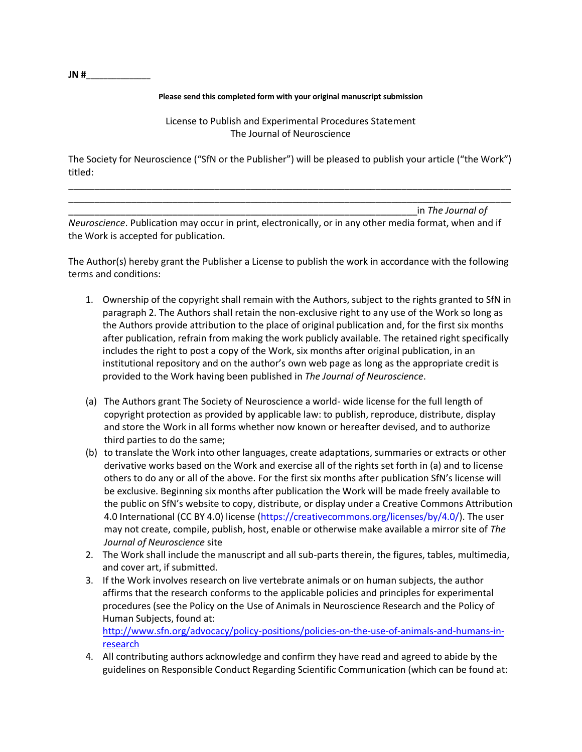**JN #____________**

**Please send this completed form with your original manuscript submission**

License to Publish and Experimental Procedures Statement
The Journal of Neuroscience

The Society for Neuroscience ("SfN or the Publisher") will be pleased to publish your article ("the Work") titled:

______________________________________________________________________________
______________________________________________________________________________
_____________________________________________________________in *The Journal of Neuroscience*. Publication may occur in print, electronically, or in any other media format, when and if the Work is accepted for publication.

The Author(s) hereby grant the Publisher a License to publish the work in accordance with the following terms and conditions:

1. Ownership of the copyright shall remain with the Authors, subject to the rights granted to SfN in paragraph 2. The Authors shall retain the non-exclusive right to any use of the Work so long as the Authors provide attribution to the place of original publication and, for the first six months after publication, refrain from making the work publicly available. The retained right specifically includes the right to post a copy of the Work, six months after original publication, in an institutional repository and on the author's own web page as long as the appropriate credit is provided to the Work having been published in *The Journal of Neuroscience*.

(a) The Authors grant The Society of Neuroscience a world- wide license for the full length of copyright protection as provided by applicable law: to publish, reproduce, distribute, display and store the Work in all forms whether now known or hereafter devised, and to authorize third parties to do the same;

(b) to translate the Work into other languages, create adaptations, summaries or extracts or other derivative works based on the Work and exercise all of the rights set forth in (a) and to license others to do any or all of the above. For the first six months after publication SfN's license will be exclusive. Beginning six months after publication the Work will be made freely available to the public on SfN's website to copy, distribute, or display under a Creative Commons Attribution 4.0 International (CC BY 4.0) license (https://creativecommons.org/licenses/by/4.0/). The user may not create, compile, publish, host, enable or otherwise make available a mirror site of *The Journal of Neuroscience* site

2. The Work shall include the manuscript and all sub-parts therein, the figures, tables, multimedia, and cover art, if submitted.
3. If the Work involves research on live vertebrate animals or on human subjects, the author affirms that the research conforms to the applicable policies and principles for experimental procedures (see the Policy on the Use of Animals in Neuroscience Research and the Policy of Human Subjects, found at: http://www.sfn.org/advocacy/policy-positions/policies-on-the-use-of-animals-and-humans-in-research
4. All contributing authors acknowledge and confirm they have read and agreed to abide by the guidelines on Responsible Conduct Regarding Scientific Communication (which can be found at: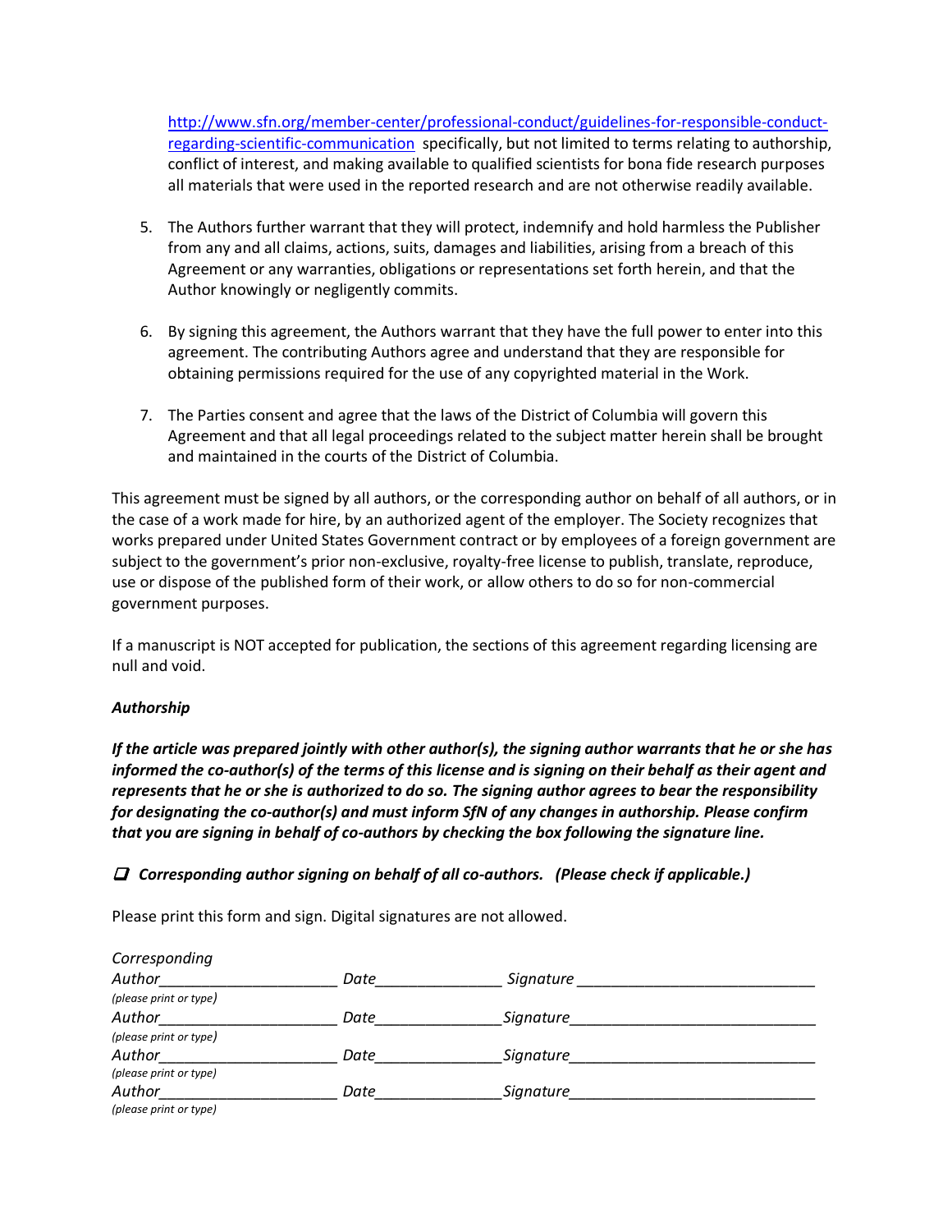[http://www.sfn.org/member-center/professional-conduct/guidelines-for-responsible-conduct-regarding-scientific-communication](http://www.sfn.org/member-center/professional-conduct/guidelines-for-responsible-conduct-regarding-scientific-communication) specifically, but not limited to terms relating to authorship, conflict of interest, and making available to qualified scientists for bona fide research purposes all materials that were used in the reported research and are not otherwise readily available.

5. The Authors further warrant that they will protect, indemnify and hold harmless the Publisher from any and all claims, actions, suits, damages and liabilities, arising from a breach of this Agreement or any warranties, obligations or representations set forth herein, and that the Author knowingly or negligently commits.

6. By signing this agreement, the Authors warrant that they have the full power to enter into this agreement. The contributing Authors agree and understand that they are responsible for obtaining permissions required for the use of any copyrighted material in the Work.

7. The Parties consent and agree that the laws of the District of Columbia will govern this Agreement and that all legal proceedings related to the subject matter herein shall be brought and maintained in the courts of the District of Columbia.

This agreement must be signed by all authors, or the corresponding author on behalf of all authors, or in the case of a work made for hire, by an authorized agent of the employer. The Society recognizes that works prepared under United States Government contract or by employees of a foreign government are subject to the government's prior non-exclusive, royalty-free license to publish, translate, reproduce, use or dispose of the published form of their work, or allow others to do so for non-commercial government purposes.

If a manuscript is NOT accepted for publication, the sections of this agreement regarding licensing are null and void.

*Authorship*

***If the article was prepared jointly with other author(s), the signing author warrants that he or she has informed the co-author(s) of the terms of this license and is signing on their behalf as their agent and represents that he or she is authorized to do so. The signing author agrees to bear the responsibility for designating the co-author(s) and must inform SfN of any changes in authorship. Please confirm that you are signing in behalf of co-authors by checking the box following the signature line.***

☐ ***Corresponding author signing on behalf of all co-authors. (Please check if applicable.)***

Please print this form and sign. Digital signatures are not allowed.

*Corresponding Author*\_\_\_\_\_\_\_\_\_\_\_\_\_\_\_\_\_\_\_\_ *Date*\_\_\_\_\_\_\_\_\_\_\_\_\_\_ *Signature* \_\_\_\_\_\_\_\_\_\_\_\_\_\_\_\_\_\_\_\_\_\_\_\_\_\_\_
*(please print or type)*

*Author*\_\_\_\_\_\_\_\_\_\_\_\_\_\_\_\_\_\_\_\_ *Date*\_\_\_\_\_\_\_\_\_\_\_\_\_\_ *Signature*\_\_\_\_\_\_\_\_\_\_\_\_\_\_\_\_\_\_\_\_\_\_\_\_\_\_\_
*(please print or type)*

*Author*\_\_\_\_\_\_\_\_\_\_\_\_\_\_\_\_\_\_\_\_ *Date*\_\_\_\_\_\_\_\_\_\_\_\_\_\_ *Signature*\_\_\_\_\_\_\_\_\_\_\_\_\_\_\_\_\_\_\_\_\_\_\_\_\_\_\_
*(please print or type)*

*Author*\_\_\_\_\_\_\_\_\_\_\_\_\_\_\_\_\_\_\_\_ *Date*\_\_\_\_\_\_\_\_\_\_\_\_\_\_ *Signature*\_\_\_\_\_\_\_\_\_\_\_\_\_\_\_\_\_\_\_\_\_\_\_\_\_\_\_
*(please print or type)*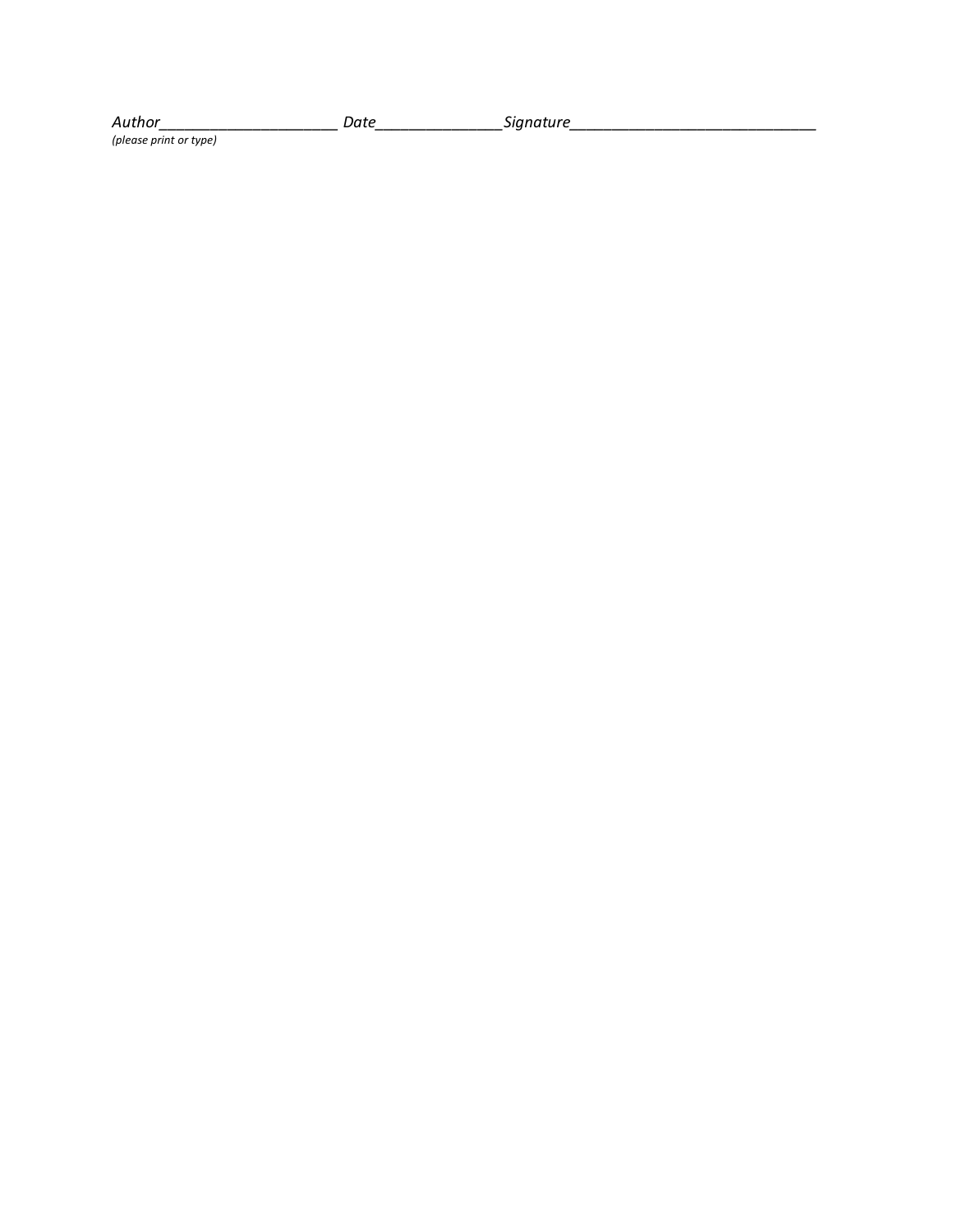*Author______________________ Date________________Signature______________________________*
*(please print or type)*